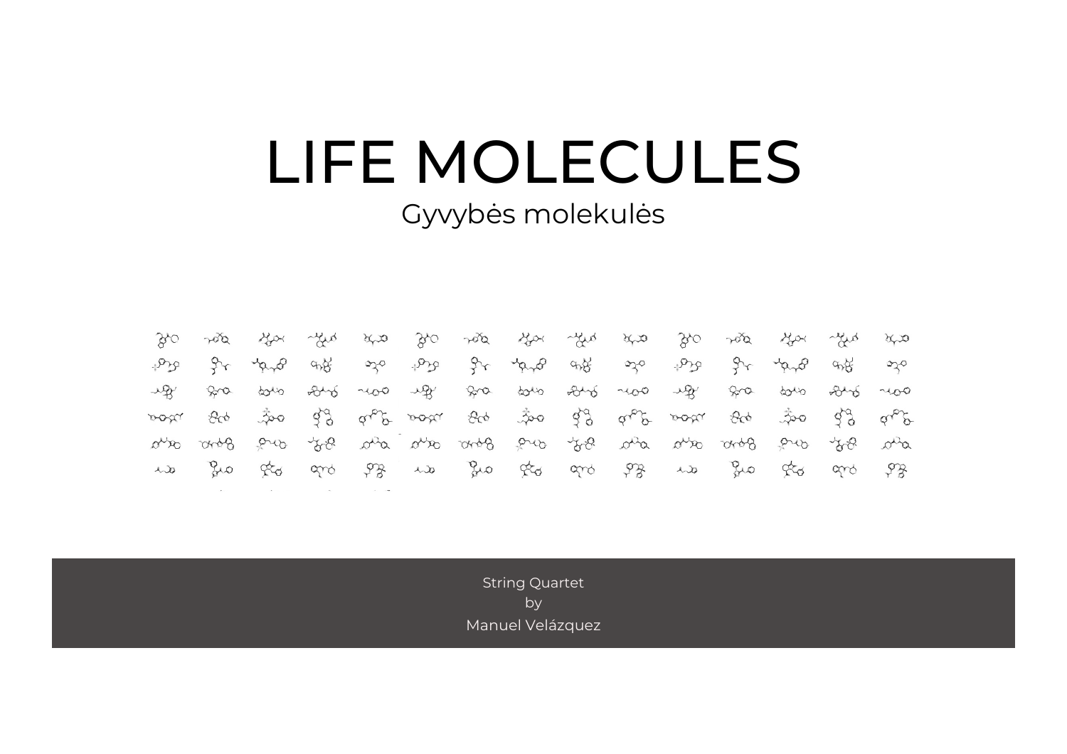# LIFE MOLECULES

## Gyvybės molekulės

String Quartet
by
Manuel Velázquez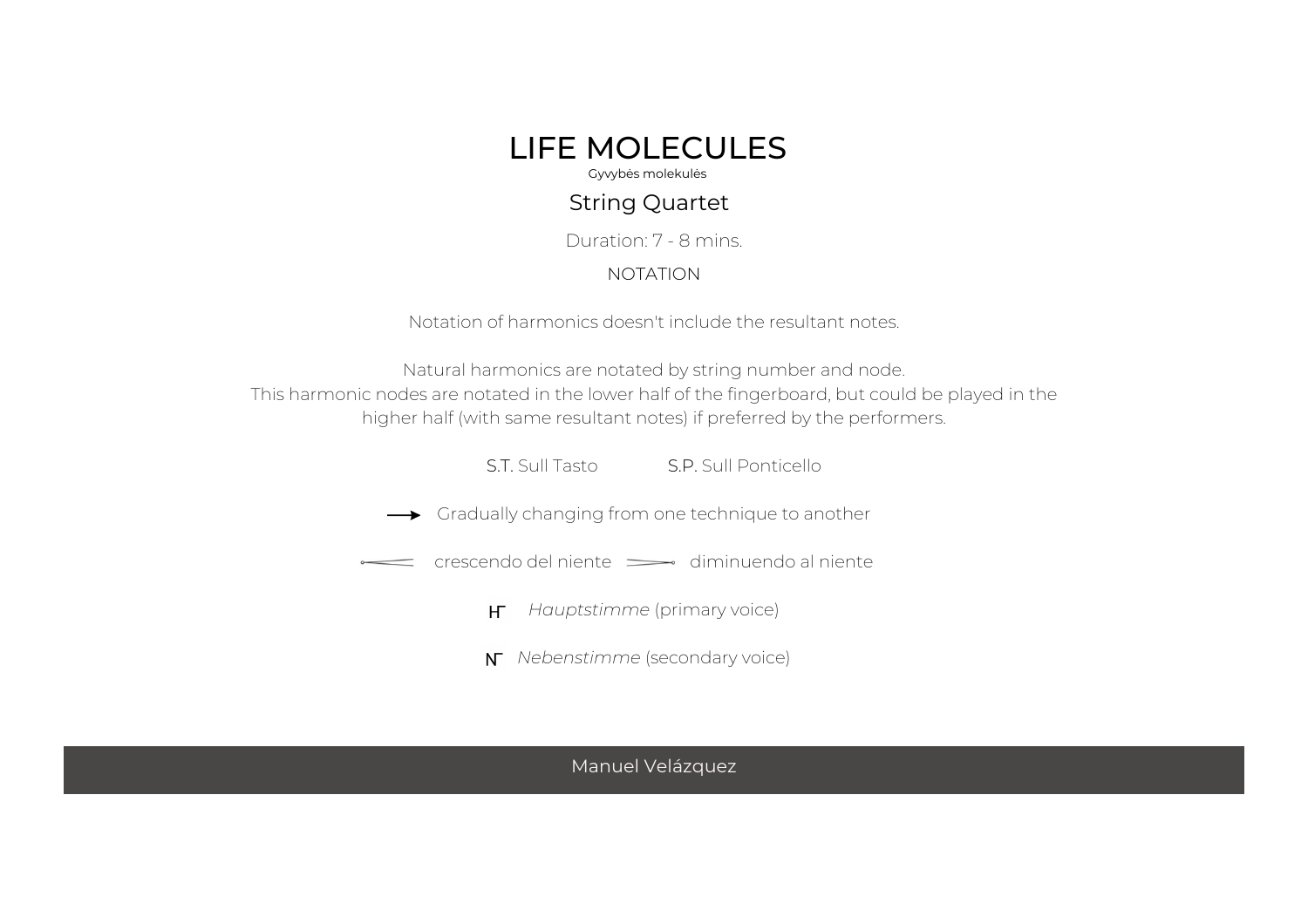# LIFE MOLECULES

Gyvybės molekulės

## String Quartet

Duration: 7 - 8 mins.

NOTATION

Notation of harmonics doesn't include the resultant notes.

Natural harmonics are notated by string number and node.
This harmonic nodes are notated in the lower half of the fingerboard, but could be played in the higher half (with same resultant notes) if preferred by the performers.

**S.T.** Sull Tasto **S.P.** Sull Ponticello

⟶ Gradually changing from one technique to another

crescendo del niente diminuendo al niente

H *Hauptstimme* (primary voice)

N *Nebenstimme* (secondary voice)

Manuel Velázquez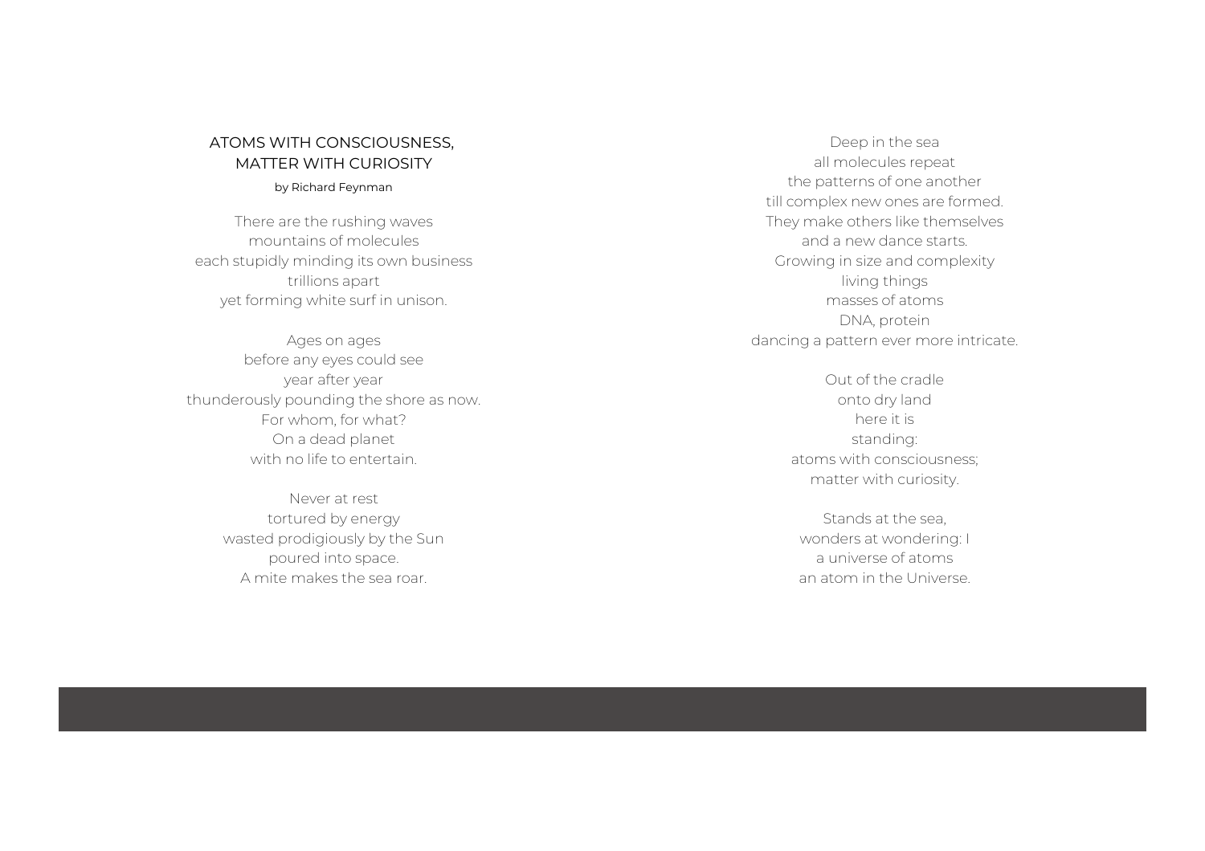## ATOMS WITH CONSCIOUSNESS, MATTER WITH CURIOSITY

by Richard Feynman

There are the rushing waves  
mountains of molecules  
each stupidly minding its own business  
trillions apart  
yet forming white surf in unison.

Ages on ages  
before any eyes could see  
year after year  
thunderously pounding the shore as now.  
For whom, for what?  
On a dead planet  
with no life to entertain.

Never at rest  
tortured by energy  
wasted prodigiously by the Sun  
poured into space.  
A mite makes the sea roar.

Deep in the sea  
all molecules repeat  
the patterns of one another  
till complex new ones are formed.  
They make others like themselves  
and a new dance starts.  
Growing in size and complexity  
living things  
masses of atoms  
DNA, protein  
dancing a pattern ever more intricate.

Out of the cradle  
onto dry land  
here it is  
standing:  
atoms with consciousness;  
matter with curiosity.

Stands at the sea,  
wonders at wondering: I  
a universe of atoms  
an atom in the Universe.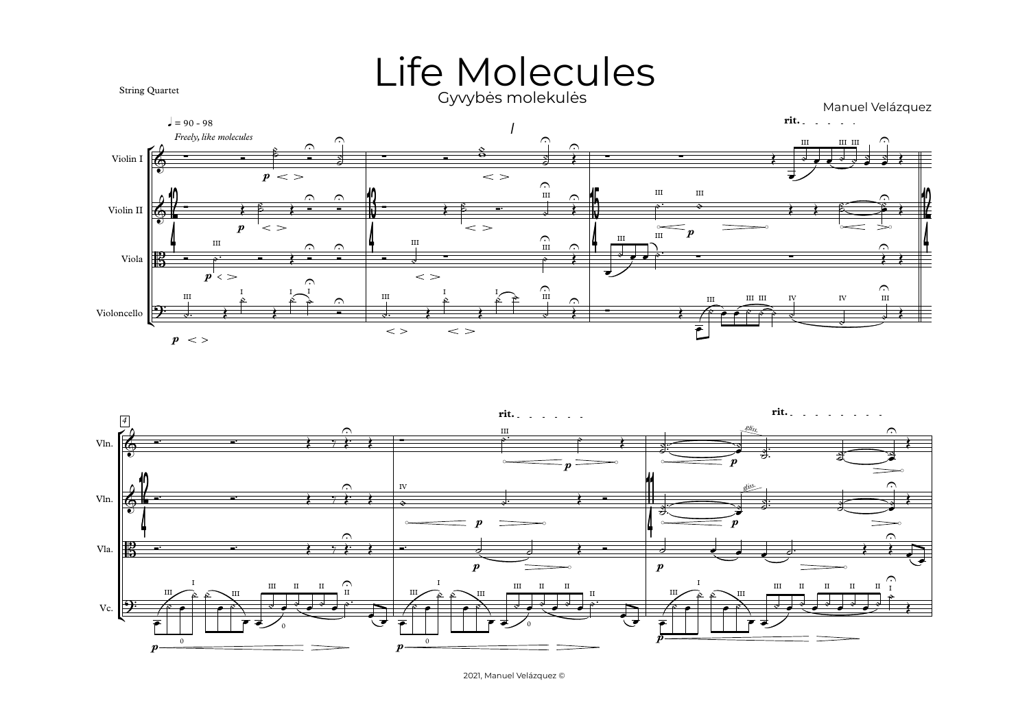# Life Molecules

Gyvybės molekulės

String Quartet

Manuel Velázquez

2021, Manuel Velázquez ©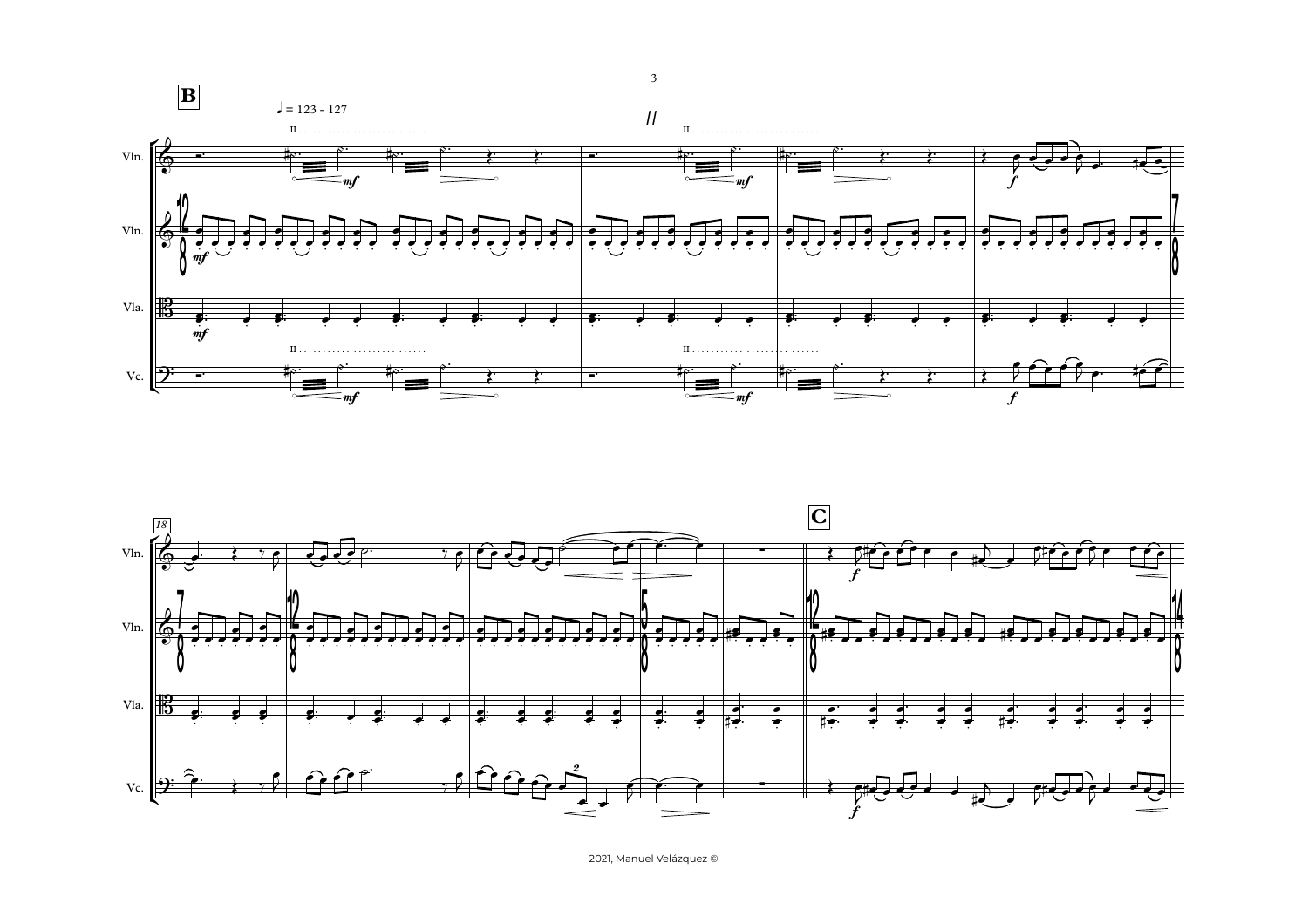**B** ♩ = 123 - 127

Vln.

Vln.

Vla.

Vc.

*18*

**C**

Vln.

Vln.

Vla.

Vc.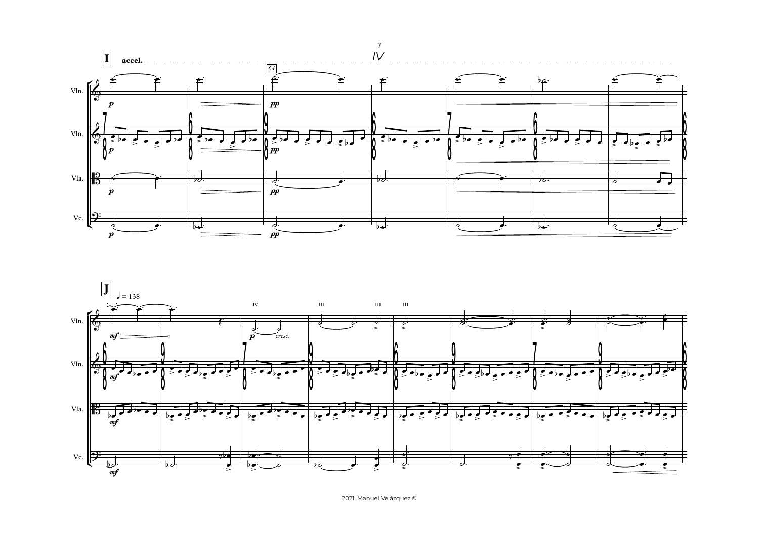**I** accel. *IV*

**J** ♩ = 138

2021, Manuel Velázquez ©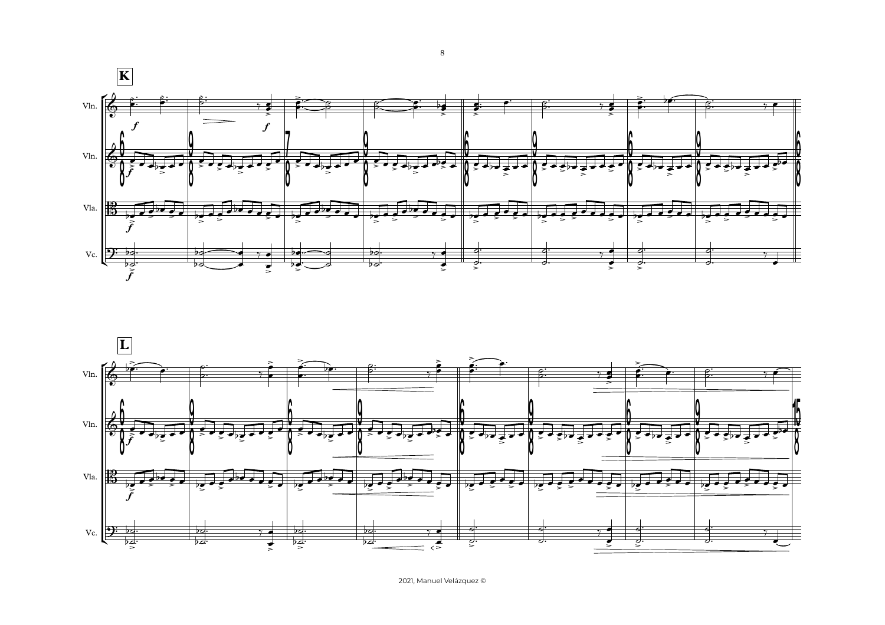**K**

Vln.

Vln.

Vla.

Vc.

**L**

Vln.

Vln.

Vla.

Vc.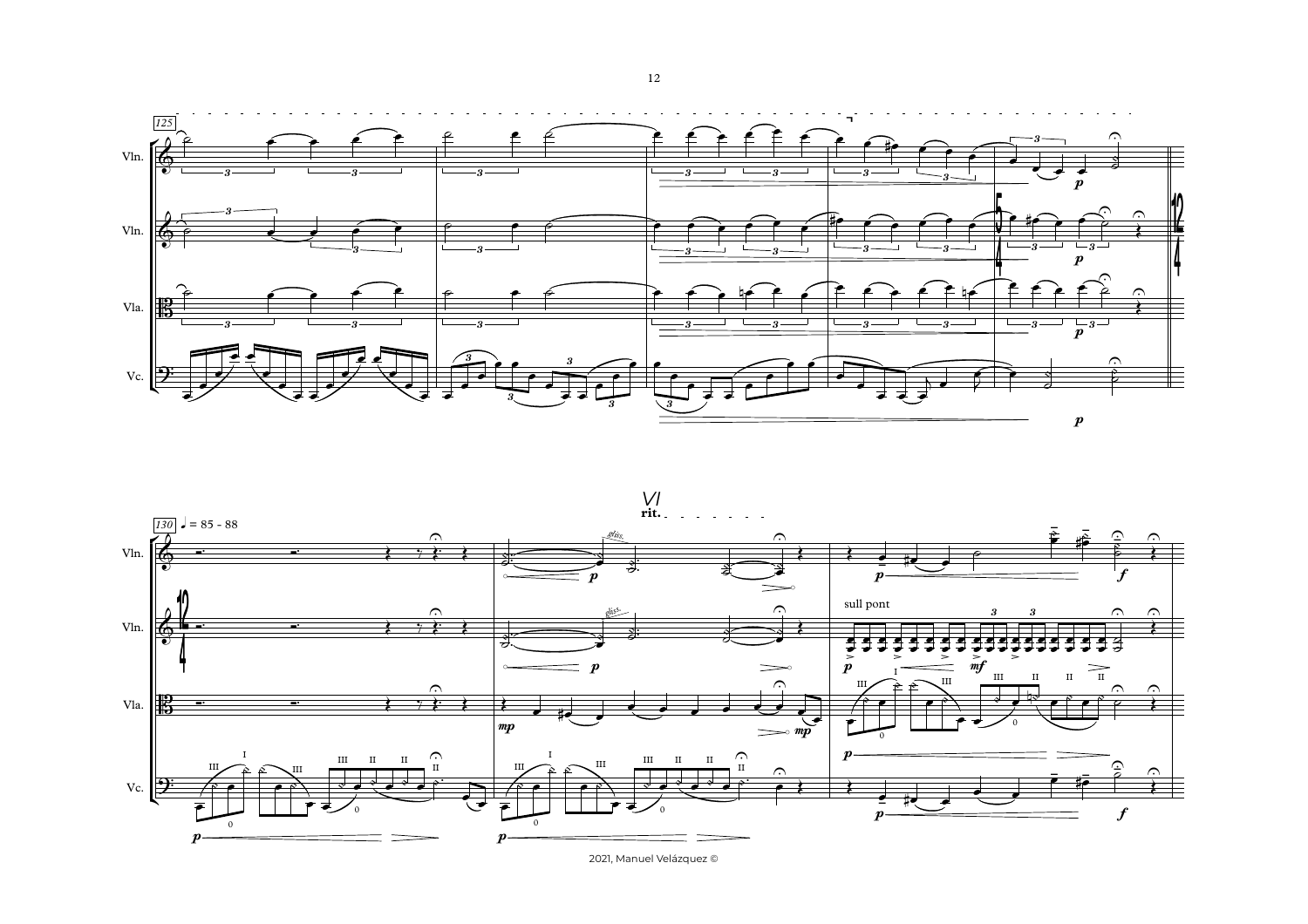125

Vln.

Vln.

Vla.

Vc.

130 ♩ = 85 - 88

VI

**rit.**

*gliss.*

sull pont